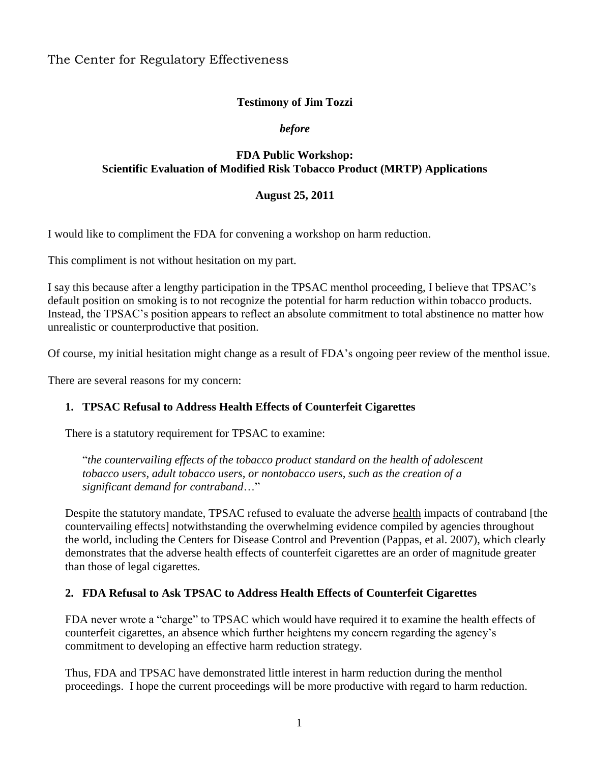The Center for Regulatory Effectiveness

**Testimony of Jim Tozzi**

***before***

**FDA Public Workshop:**
**Scientific Evaluation of Modified Risk Tobacco Product (MRTP) Applications**

**August 25, 2011**

I would like to compliment the FDA for convening a workshop on harm reduction.

This compliment is not without hesitation on my part.

I say this because after a lengthy participation in the TPSAC menthol proceeding, I believe that TPSAC's default position on smoking is to not recognize the potential for harm reduction within tobacco products. Instead, the TPSAC's position appears to reflect an absolute commitment to total abstinence no matter how unrealistic or counterproductive that position.

Of course, my initial hesitation might change as a result of FDA's ongoing peer review of the menthol issue.

There are several reasons for my concern:

### 1. TPSAC Refusal to Address Health Effects of Counterfeit Cigarettes

There is a statutory requirement for TPSAC to examine:

> "*the countervailing effects of the tobacco product standard on the health of adolescent tobacco users, adult tobacco users, or nontobacco users, such as the creation of a significant demand for contraband*…"

Despite the statutory mandate, TPSAC refused to evaluate the adverse <u>health</u> impacts of contraband [the countervailing effects] notwithstanding the overwhelming evidence compiled by agencies throughout the world, including the Centers for Disease Control and Prevention (Pappas, et al. 2007), which clearly demonstrates that the adverse health effects of counterfeit cigarettes are an order of magnitude greater than those of legal cigarettes.

### 2. FDA Refusal to Ask TPSAC to Address Health Effects of Counterfeit Cigarettes

FDA never wrote a "charge" to TPSAC which would have required it to examine the health effects of counterfeit cigarettes, an absence which further heightens my concern regarding the agency's commitment to developing an effective harm reduction strategy.

Thus, FDA and TPSAC have demonstrated little interest in harm reduction during the menthol proceedings. I hope the current proceedings will be more productive with regard to harm reduction.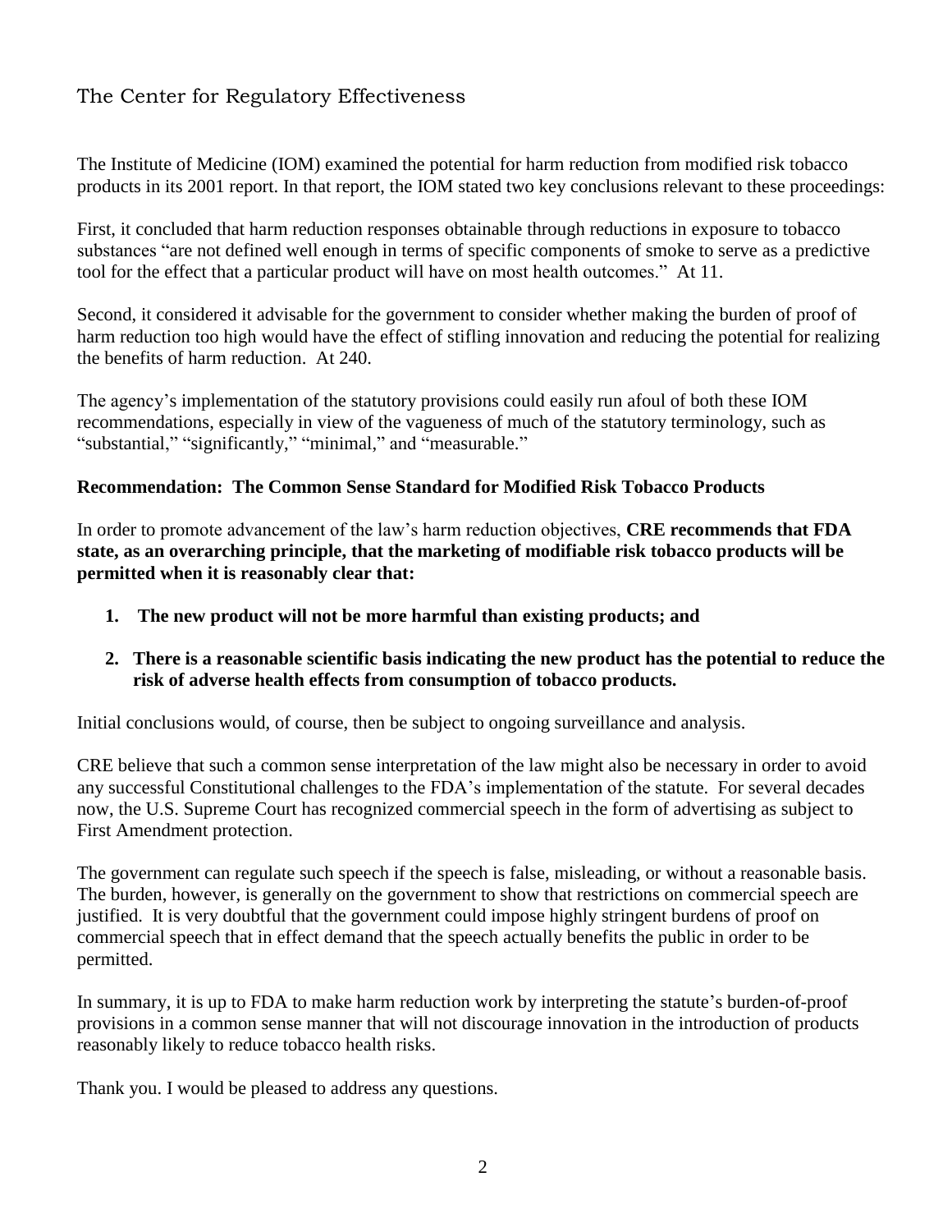The Center for Regulatory Effectiveness

The Institute of Medicine (IOM) examined the potential for harm reduction from modified risk tobacco products in its 2001 report. In that report, the IOM stated two key conclusions relevant to these proceedings:

First, it concluded that harm reduction responses obtainable through reductions in exposure to tobacco substances "are not defined well enough in terms of specific components of smoke to serve as a predictive tool for the effect that a particular product will have on most health outcomes." At 11.

Second, it considered it advisable for the government to consider whether making the burden of proof of harm reduction too high would have the effect of stifling innovation and reducing the potential for realizing the benefits of harm reduction. At 240.

The agency's implementation of the statutory provisions could easily run afoul of both these IOM recommendations, especially in view of the vagueness of much of the statutory terminology, such as "substantial," "significantly," "minimal," and "measurable."

**Recommendation: The Common Sense Standard for Modified Risk Tobacco Products**

In order to promote advancement of the law's harm reduction objectives, **CRE recommends that FDA state, as an overarching principle, that the marketing of modifiable risk tobacco products will be permitted when it is reasonably clear that:**

1. **The new product will not be more harmful than existing products; and**
2. **There is a reasonable scientific basis indicating the new product has the potential to reduce the risk of adverse health effects from consumption of tobacco products.**

Initial conclusions would, of course, then be subject to ongoing surveillance and analysis.

CRE believe that such a common sense interpretation of the law might also be necessary in order to avoid any successful Constitutional challenges to the FDA's implementation of the statute. For several decades now, the U.S. Supreme Court has recognized commercial speech in the form of advertising as subject to First Amendment protection.

The government can regulate such speech if the speech is false, misleading, or without a reasonable basis. The burden, however, is generally on the government to show that restrictions on commercial speech are justified. It is very doubtful that the government could impose highly stringent burdens of proof on commercial speech that in effect demand that the speech actually benefits the public in order to be permitted.

In summary, it is up to FDA to make harm reduction work by interpreting the statute's burden-of-proof provisions in a common sense manner that will not discourage innovation in the introduction of products reasonably likely to reduce tobacco health risks.

Thank you. I would be pleased to address any questions.